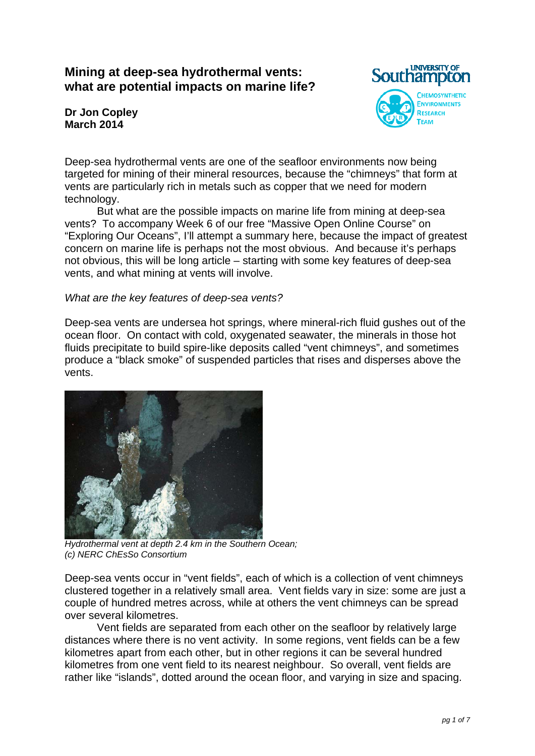# Mining at deep-sea hydrothermal vents: what are potential impacts on marine life?

**Dr Jon Copley**
**March 2014**

Deep-sea hydrothermal vents are one of the seafloor environments now being targeted for mining of their mineral resources, because the "chimneys" that form at vents are particularly rich in metals such as copper that we need for modern technology.

But what are the possible impacts on marine life from mining at deep-sea vents? To accompany Week 6 of our free "Massive Open Online Course" on "Exploring Our Oceans", I'll attempt a summary here, because the impact of greatest concern on marine life is perhaps not the most obvious. And because it's perhaps not obvious, this will be long article – starting with some key features of deep-sea vents, and what mining at vents will involve.

*What are the key features of deep-sea vents?*

Deep-sea vents are undersea hot springs, where mineral-rich fluid gushes out of the ocean floor. On contact with cold, oxygenated seawater, the minerals in those hot fluids precipitate to build spire-like deposits called "vent chimneys", and sometimes produce a "black smoke" of suspended particles that rises and disperses above the vents.

*Hydrothermal vent at depth 2.4 km in the Southern Ocean; (c) NERC ChEsSo Consortium*

Deep-sea vents occur in "vent fields", each of which is a collection of vent chimneys clustered together in a relatively small area. Vent fields vary in size: some are just a couple of hundred metres across, while at others the vent chimneys can be spread over several kilometres.

Vent fields are separated from each other on the seafloor by relatively large distances where there is no vent activity. In some regions, vent fields can be a few kilometres apart from each other, but in other regions it can be several hundred kilometres from one vent field to its nearest neighbour. So overall, vent fields are rather like "islands", dotted around the ocean floor, and varying in size and spacing.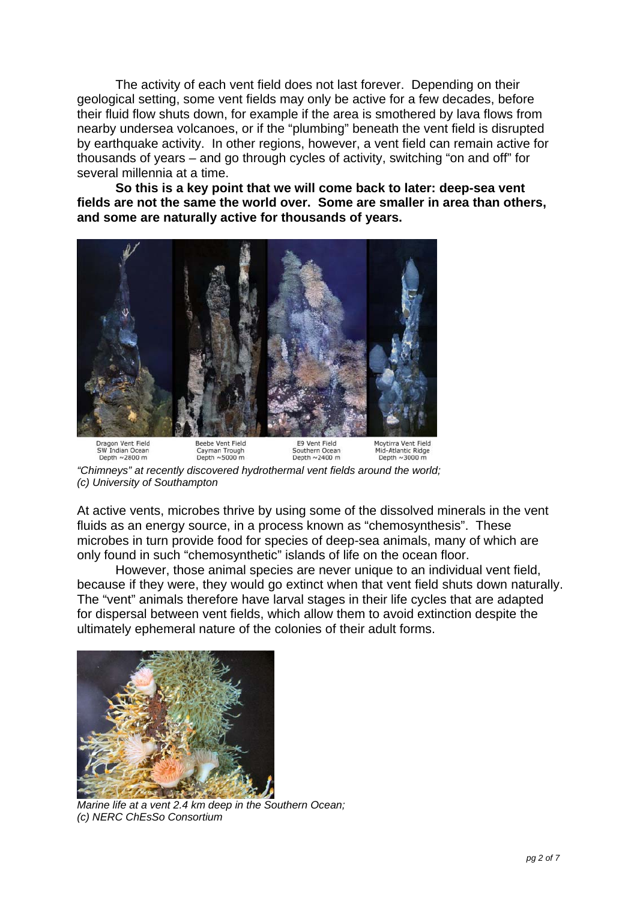The activity of each vent field does not last forever. Depending on their geological setting, some vent fields may only be active for a few decades, before their fluid flow shuts down, for example if the area is smothered by lava flows from nearby undersea volcanoes, or if the "plumbing" beneath the vent field is disrupted by earthquake activity. In other regions, however, a vent field can remain active for thousands of years – and go through cycles of activity, switching "on and off" for several millennia at a time.

**So this is a key point that we will come back to later: deep-sea vent fields are not the same the world over. Some are smaller in area than others, and some are naturally active for thousands of years.**

Dragon Vent Field
SW Indian Ocean
Depth ~2800 m

Beebe Vent Field
Cayman Trough
Depth ~5000 m

E9 Vent Field
Southern Ocean
Depth ~2400 m

Moytirra Vent Field
Mid-Atlantic Ridge
Depth ~3000 m

*"Chimneys" at recently discovered hydrothermal vent fields around the world; (c) University of Southampton*

At active vents, microbes thrive by using some of the dissolved minerals in the vent fluids as an energy source, in a process known as "chemosynthesis". These microbes in turn provide food for species of deep-sea animals, many of which are only found in such "chemosynthetic" islands of life on the ocean floor.

However, those animal species are never unique to an individual vent field, because if they were, they would go extinct when that vent field shuts down naturally. The "vent" animals therefore have larval stages in their life cycles that are adapted for dispersal between vent fields, which allow them to avoid extinction despite the ultimately ephemeral nature of the colonies of their adult forms.

*Marine life at a vent 2.4 km deep in the Southern Ocean; (c) NERC ChEsSo Consortium*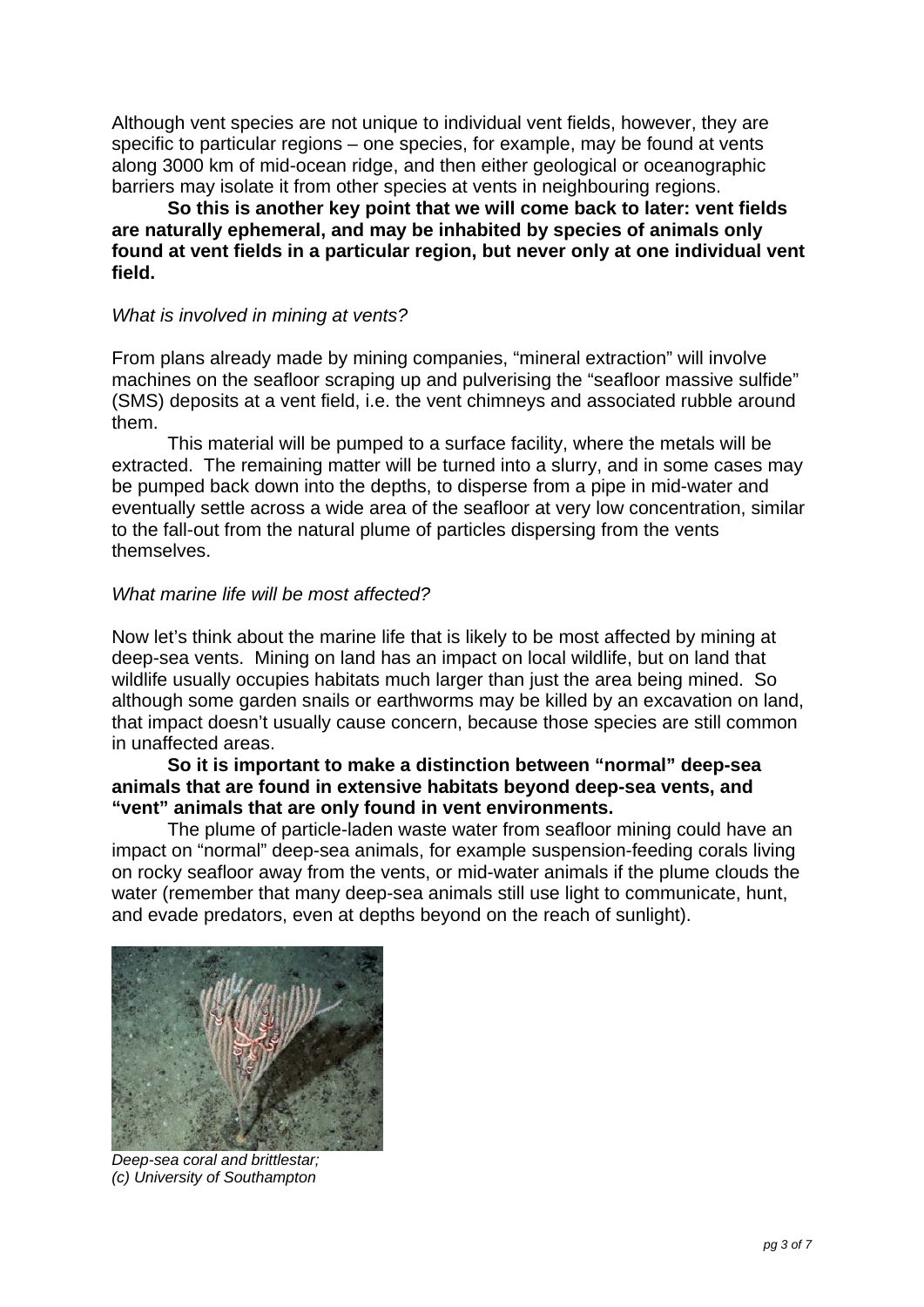Although vent species are not unique to individual vent fields, however, they are specific to particular regions – one species, for example, may be found at vents along 3000 km of mid-ocean ridge, and then either geological or oceanographic barriers may isolate it from other species at vents in neighbouring regions.

**So this is another key point that we will come back to later: vent fields are naturally ephemeral, and may be inhabited by species of animals only found at vent fields in a particular region, but never only at one individual vent field.**

*What is involved in mining at vents?*

From plans already made by mining companies, "mineral extraction" will involve machines on the seafloor scraping up and pulverising the "seafloor massive sulfide" (SMS) deposits at a vent field, i.e. the vent chimneys and associated rubble around them.

This material will be pumped to a surface facility, where the metals will be extracted. The remaining matter will be turned into a slurry, and in some cases may be pumped back down into the depths, to disperse from a pipe in mid-water and eventually settle across a wide area of the seafloor at very low concentration, similar to the fall-out from the natural plume of particles dispersing from the vents themselves.

*What marine life will be most affected?*

Now let's think about the marine life that is likely to be most affected by mining at deep-sea vents. Mining on land has an impact on local wildlife, but on land that wildlife usually occupies habitats much larger than just the area being mined. So although some garden snails or earthworms may be killed by an excavation on land, that impact doesn't usually cause concern, because those species are still common in unaffected areas.

**So it is important to make a distinction between "normal" deep-sea animals that are found in extensive habitats beyond deep-sea vents, and "vent" animals that are only found in vent environments.**

The plume of particle-laden waste water from seafloor mining could have an impact on "normal" deep-sea animals, for example suspension-feeding corals living on rocky seafloor away from the vents, or mid-water animals if the plume clouds the water (remember that many deep-sea animals still use light to communicate, hunt, and evade predators, even at depths beyond on the reach of sunlight).

*Deep-sea coral and brittlestar;*
*(c) University of Southampton*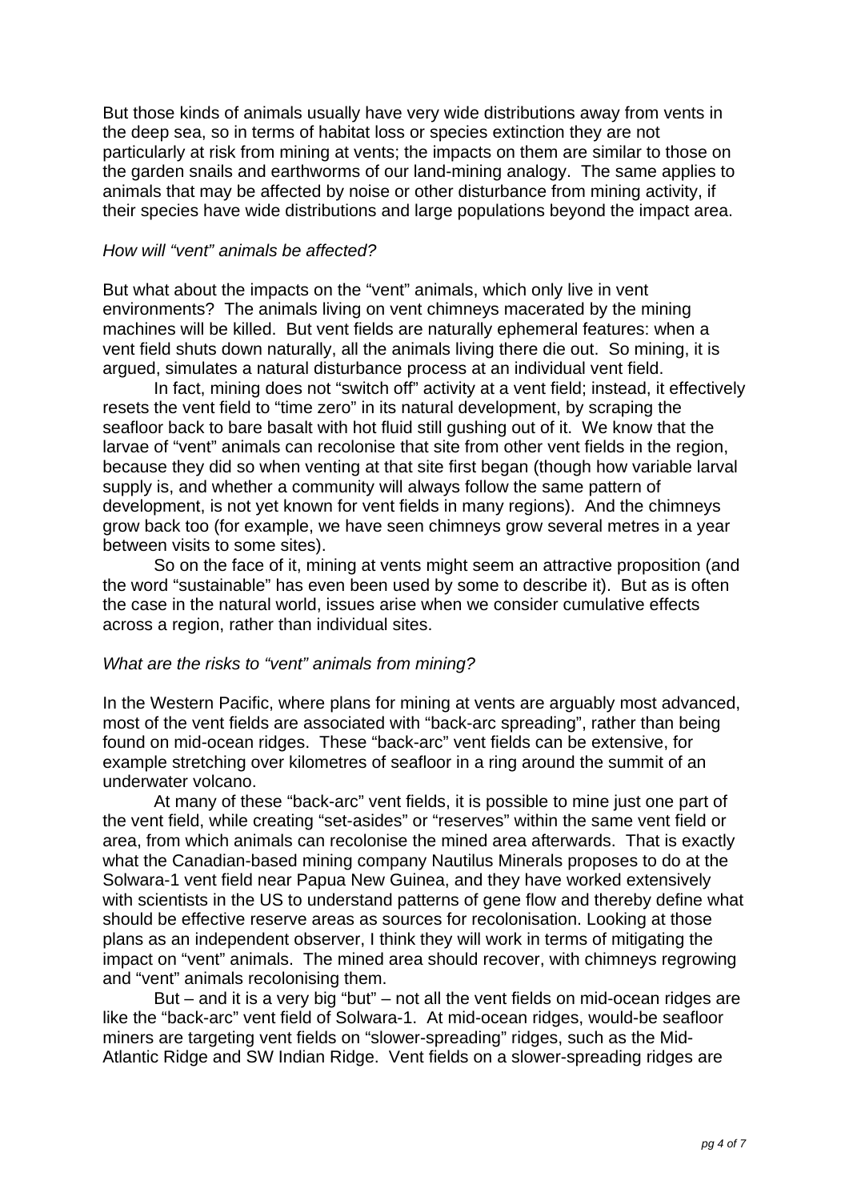But those kinds of animals usually have very wide distributions away from vents in the deep sea, so in terms of habitat loss or species extinction they are not particularly at risk from mining at vents; the impacts on them are similar to those on the garden snails and earthworms of our land-mining analogy. The same applies to animals that may be affected by noise or other disturbance from mining activity, if their species have wide distributions and large populations beyond the impact area.

*How will "vent" animals be affected?*

But what about the impacts on the "vent" animals, which only live in vent environments? The animals living on vent chimneys macerated by the mining machines will be killed. But vent fields are naturally ephemeral features: when a vent field shuts down naturally, all the animals living there die out. So mining, it is argued, simulates a natural disturbance process at an individual vent field.

In fact, mining does not "switch off" activity at a vent field; instead, it effectively resets the vent field to "time zero" in its natural development, by scraping the seafloor back to bare basalt with hot fluid still gushing out of it. We know that the larvae of "vent" animals can recolonise that site from other vent fields in the region, because they did so when venting at that site first began (though how variable larval supply is, and whether a community will always follow the same pattern of development, is not yet known for vent fields in many regions). And the chimneys grow back too (for example, we have seen chimneys grow several metres in a year between visits to some sites).

So on the face of it, mining at vents might seem an attractive proposition (and the word "sustainable" has even been used by some to describe it). But as is often the case in the natural world, issues arise when we consider cumulative effects across a region, rather than individual sites.

*What are the risks to "vent" animals from mining?*

In the Western Pacific, where plans for mining at vents are arguably most advanced, most of the vent fields are associated with "back-arc spreading", rather than being found on mid-ocean ridges. These "back-arc" vent fields can be extensive, for example stretching over kilometres of seafloor in a ring around the summit of an underwater volcano.

At many of these "back-arc" vent fields, it is possible to mine just one part of the vent field, while creating "set-asides" or "reserves" within the same vent field or area, from which animals can recolonise the mined area afterwards. That is exactly what the Canadian-based mining company Nautilus Minerals proposes to do at the Solwara-1 vent field near Papua New Guinea, and they have worked extensively with scientists in the US to understand patterns of gene flow and thereby define what should be effective reserve areas as sources for recolonisation. Looking at those plans as an independent observer, I think they will work in terms of mitigating the impact on "vent" animals. The mined area should recover, with chimneys regrowing and "vent" animals recolonising them.

But – and it is a very big "but" – not all the vent fields on mid-ocean ridges are like the "back-arc" vent field of Solwara-1. At mid-ocean ridges, would-be seafloor miners are targeting vent fields on "slower-spreading" ridges, such as the Mid-Atlantic Ridge and SW Indian Ridge. Vent fields on a slower-spreading ridges are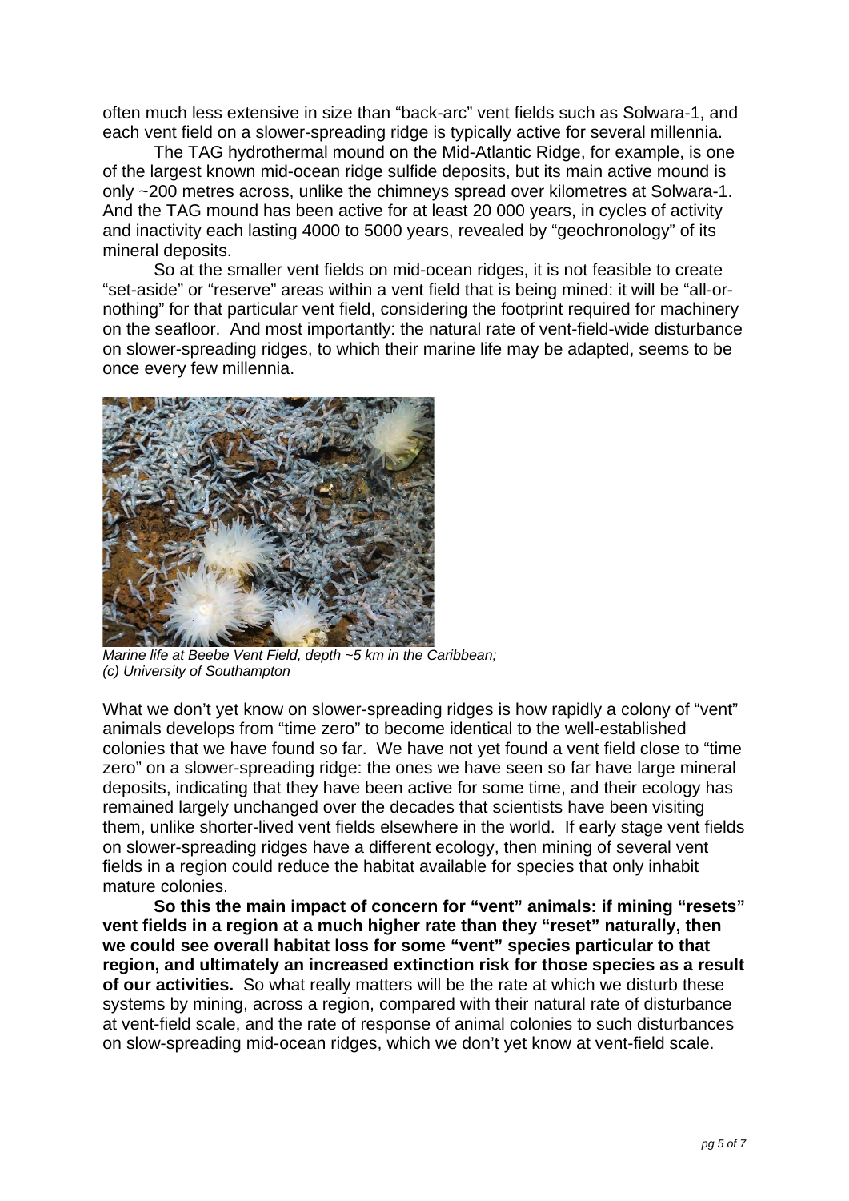often much less extensive in size than “back-arc” vent fields such as Solwara-1, and each vent field on a slower-spreading ridge is typically active for several millennia.

The TAG hydrothermal mound on the Mid-Atlantic Ridge, for example, is one of the largest known mid-ocean ridge sulfide deposits, but its main active mound is only ~200 metres across, unlike the chimneys spread over kilometres at Solwara-1. And the TAG mound has been active for at least 20 000 years, in cycles of activity and inactivity each lasting 4000 to 5000 years, revealed by “geochronology” of its mineral deposits.

So at the smaller vent fields on mid-ocean ridges, it is not feasible to create “set-aside” or “reserve” areas within a vent field that is being mined: it will be “all-or-nothing” for that particular vent field, considering the footprint required for machinery on the seafloor. And most importantly: the natural rate of vent-field-wide disturbance on slower-spreading ridges, to which their marine life may be adapted, seems to be once every few millennia.

*Marine life at Beebe Vent Field, depth ~5 km in the Caribbean; (c) University of Southampton*

What we don’t yet know on slower-spreading ridges is how rapidly a colony of “vent” animals develops from “time zero” to become identical to the well-established colonies that we have found so far. We have not yet found a vent field close to “time zero” on a slower-spreading ridge: the ones we have seen so far have large mineral deposits, indicating that they have been active for some time, and their ecology has remained largely unchanged over the decades that scientists have been visiting them, unlike shorter-lived vent fields elsewhere in the world. If early stage vent fields on slower-spreading ridges have a different ecology, then mining of several vent fields in a region could reduce the habitat available for species that only inhabit mature colonies.

**So this the main impact of concern for “vent” animals: if mining “resets” vent fields in a region at a much higher rate than they “reset” naturally, then we could see overall habitat loss for some “vent” species particular to that region, and ultimately an increased extinction risk for those species as a result of our activities.** So what really matters will be the rate at which we disturb these systems by mining, across a region, compared with their natural rate of disturbance at vent-field scale, and the rate of response of animal colonies to such disturbances on slow-spreading mid-ocean ridges, which we don’t yet know at vent-field scale.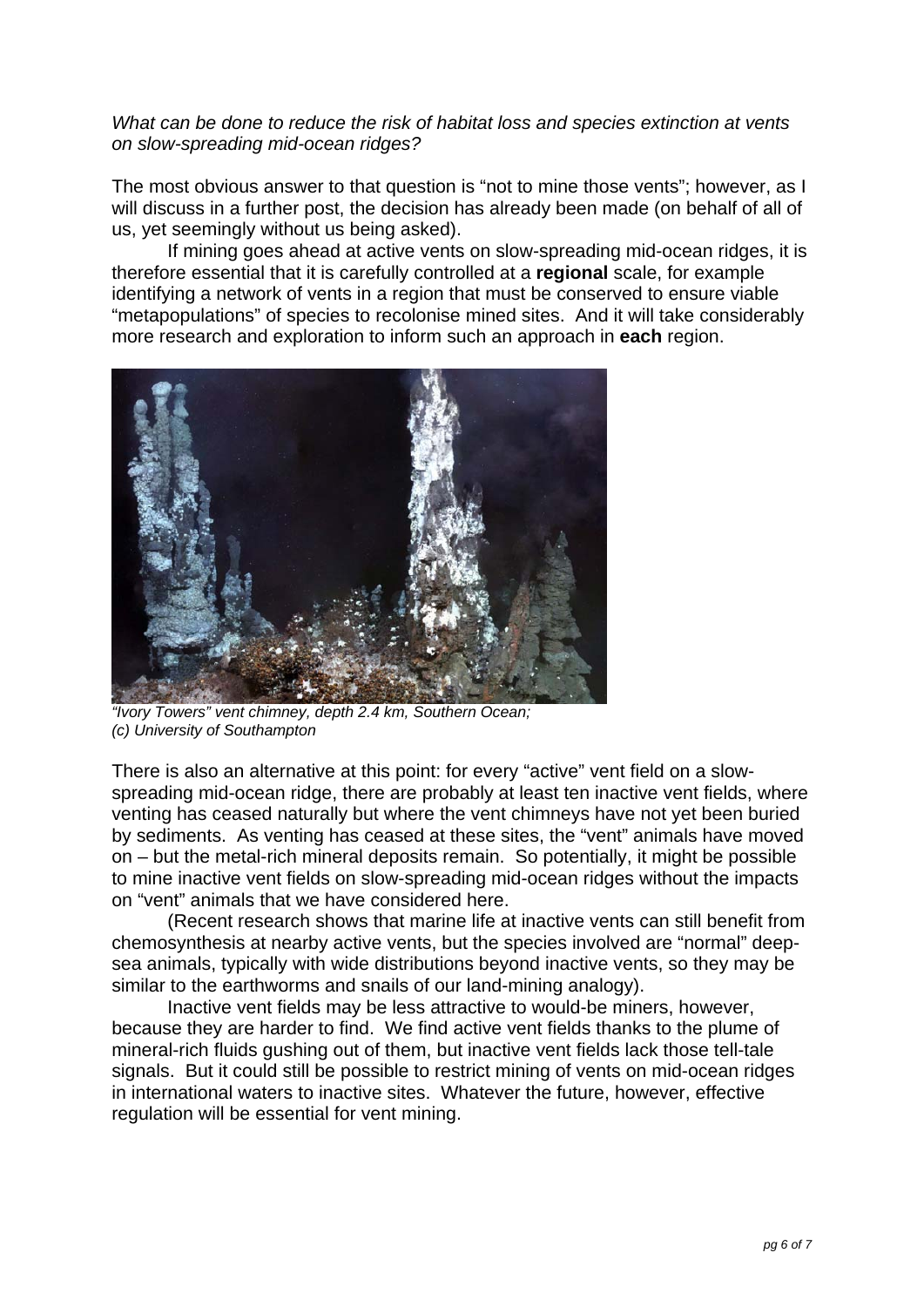*What can be done to reduce the risk of habitat loss and species extinction at vents on slow-spreading mid-ocean ridges?*

The most obvious answer to that question is “not to mine those vents”; however, as I will discuss in a further post, the decision has already been made (on behalf of all of us, yet seemingly without us being asked).

If mining goes ahead at active vents on slow-spreading mid-ocean ridges, it is therefore essential that it is carefully controlled at a **regional** scale, for example identifying a network of vents in a region that must be conserved to ensure viable “metapopulations” of species to recolonise mined sites. And it will take considerably more research and exploration to inform such an approach in **each** region.

*“Ivory Towers” vent chimney, depth 2.4 km, Southern Ocean; (c) University of Southampton*

There is also an alternative at this point: for every “active” vent field on a slow-spreading mid-ocean ridge, there are probably at least ten inactive vent fields, where venting has ceased naturally but where the vent chimneys have not yet been buried by sediments. As venting has ceased at these sites, the “vent” animals have moved on – but the metal-rich mineral deposits remain. So potentially, it might be possible to mine inactive vent fields on slow-spreading mid-ocean ridges without the impacts on “vent” animals that we have considered here.

(Recent research shows that marine life at inactive vents can still benefit from chemosynthesis at nearby active vents, but the species involved are “normal” deep-sea animals, typically with wide distributions beyond inactive vents, so they may be similar to the earthworms and snails of our land-mining analogy).

Inactive vent fields may be less attractive to would-be miners, however, because they are harder to find. We find active vent fields thanks to the plume of mineral-rich fluids gushing out of them, but inactive vent fields lack those tell-tale signals. But it could still be possible to restrict mining of vents on mid-ocean ridges in international waters to inactive sites. Whatever the future, however, effective regulation will be essential for vent mining.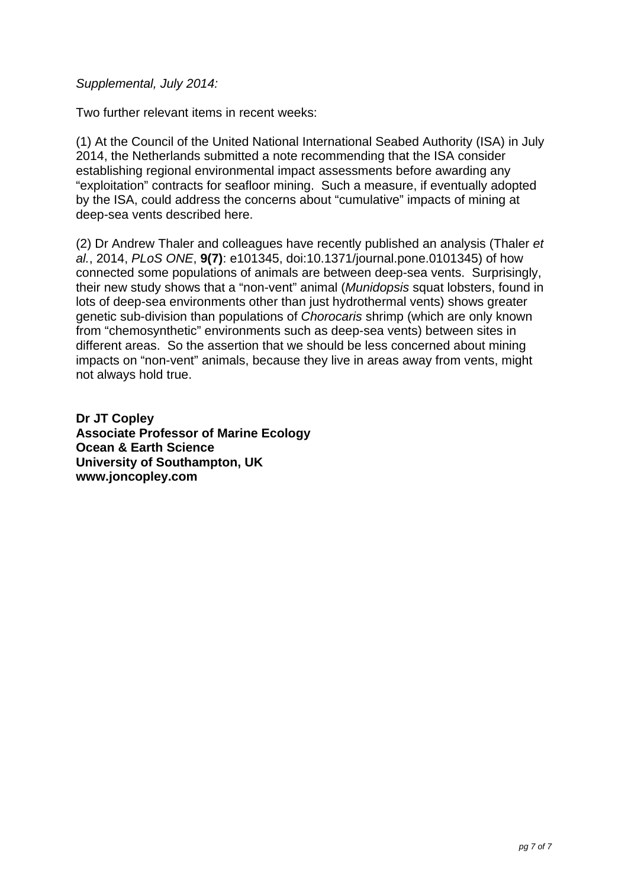*Supplemental, July 2014:*

Two further relevant items in recent weeks:

(1) At the Council of the United National International Seabed Authority (ISA) in July 2014, the Netherlands submitted a note recommending that the ISA consider establishing regional environmental impact assessments before awarding any "exploitation" contracts for seafloor mining. Such a measure, if eventually adopted by the ISA, could address the concerns about "cumulative" impacts of mining at deep-sea vents described here.

(2) Dr Andrew Thaler and colleagues have recently published an analysis (Thaler *et al.*, 2014, *PLoS ONE*, **9(7)**: e101345, doi:10.1371/journal.pone.0101345) of how connected some populations of animals are between deep-sea vents. Surprisingly, their new study shows that a "non-vent" animal (*Munidopsis* squat lobsters, found in lots of deep-sea environments other than just hydrothermal vents) shows greater genetic sub-division than populations of *Chorocaris* shrimp (which are only known from "chemosynthetic" environments such as deep-sea vents) between sites in different areas. So the assertion that we should be less concerned about mining impacts on "non-vent" animals, because they live in areas away from vents, might not always hold true.

**Dr JT Copley**
**Associate Professor of Marine Ecology**
**Ocean & Earth Science**
**University of Southampton, UK**
**www.joncopley.com**